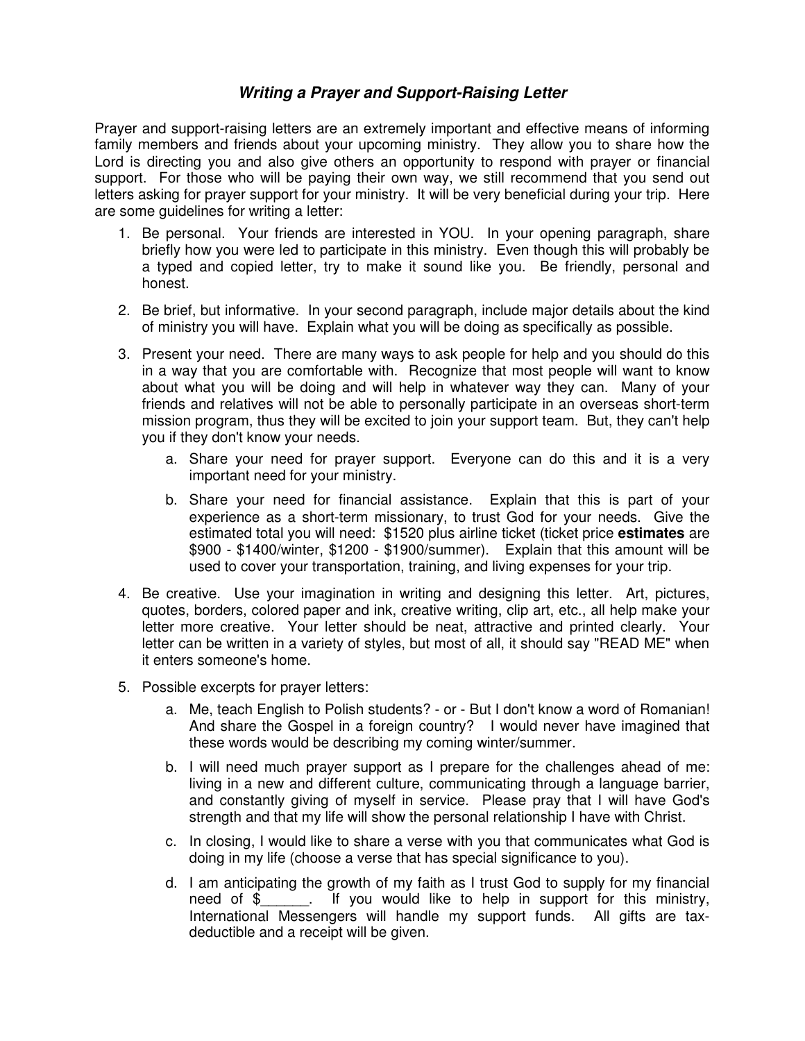## *Writing a Prayer and Support-Raising Letter*

Prayer and support-raising letters are an extremely important and effective means of informing family members and friends about your upcoming ministry. They allow you to share how the Lord is directing you and also give others an opportunity to respond with prayer or financial support. For those who will be paying their own way, we still recommend that you send out letters asking for prayer support for your ministry. It will be very beneficial during your trip. Here are some guidelines for writing a letter:

1. Be personal. Your friends are interested in YOU. In your opening paragraph, share briefly how you were led to participate in this ministry. Even though this will probably be a typed and copied letter, try to make it sound like you. Be friendly, personal and honest.
2. Be brief, but informative. In your second paragraph, include major details about the kind of ministry you will have. Explain what you will be doing as specifically as possible.
3. Present your need. There are many ways to ask people for help and you should do this in a way that you are comfortable with. Recognize that most people will want to know about what you will be doing and will help in whatever way they can. Many of your friends and relatives will not be able to personally participate in an overseas short-term mission program, thus they will be excited to join your support team. But, they can't help you if they don't know your needs.
   a. Share your need for prayer support. Everyone can do this and it is a very important need for your ministry.
   b. Share your need for financial assistance. Explain that this is part of your experience as a short-term missionary, to trust God for your needs. Give the estimated total you will need: $1520 plus airline ticket (ticket price **estimates** are $900 - $1400/winter, $1200 - $1900/summer). Explain that this amount will be used to cover your transportation, training, and living expenses for your trip.
4. Be creative. Use your imagination in writing and designing this letter. Art, pictures, quotes, borders, colored paper and ink, creative writing, clip art, etc., all help make your letter more creative. Your letter should be neat, attractive and printed clearly. Your letter can be written in a variety of styles, but most of all, it should say "READ ME" when it enters someone's home.
5. Possible excerpts for prayer letters:
   a. Me, teach English to Polish students? - or - But I don't know a word of Romanian! And share the Gospel in a foreign country? I would never have imagined that these words would be describing my coming winter/summer.
   b. I will need much prayer support as I prepare for the challenges ahead of me: living in a new and different culture, communicating through a language barrier, and constantly giving of myself in service. Please pray that I will have God's strength and that my life will show the personal relationship I have with Christ.
   c. In closing, I would like to share a verse with you that communicates what God is doing in my life (choose a verse that has special significance to you).
   d. I am anticipating the growth of my faith as I trust God to supply for my financial need of $______. If you would like to help in support for this ministry, International Messengers will handle my support funds. All gifts are tax-deductible and a receipt will be given.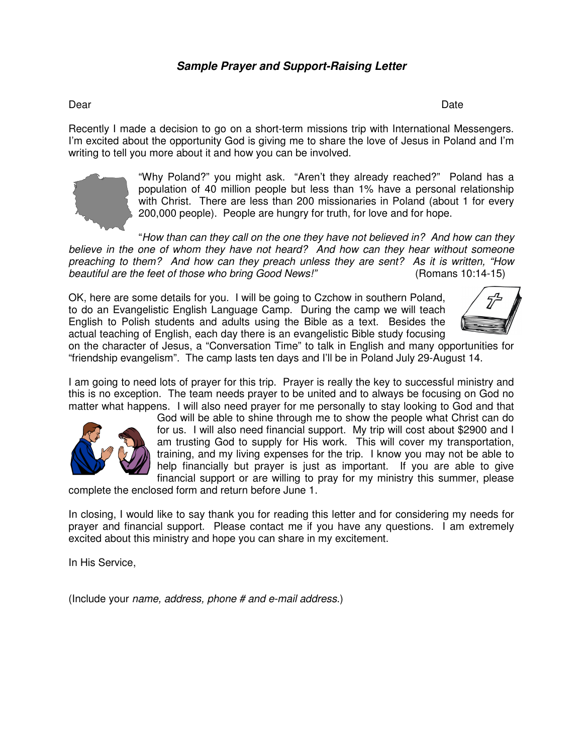### ***Sample Prayer and Support-Raising Letter***

Dear Date

Recently I made a decision to go on a short-term missions trip with International Messengers. I'm excited about the opportunity God is giving me to share the love of Jesus in Poland and I'm writing to tell you more about it and how you can be involved.

"Why Poland?" you might ask. "Aren't they already reached?" Poland has a population of 40 million people but less than 1% have a personal relationship with Christ. There are less than 200 missionaries in Poland (about 1 for every 200,000 people). People are hungry for truth, for love and for hope.

"*How than can they call on the one they have not believed in? And how can they believe in the one of whom they have not heard? And how can they hear without someone preaching to them? And how can they preach unless they are sent? As it is written, "How beautiful are the feet of those who bring Good News!"* (Romans 10:14-15)

OK, here are some details for you. I will be going to Czchow in southern Poland, to do an Evangelistic English Language Camp. During the camp we will teach English to Polish students and adults using the Bible as a text. Besides the actual teaching of English, each day there is an evangelistic Bible study focusing on the character of Jesus, a "Conversation Time" to talk in English and many opportunities for "friendship evangelism". The camp lasts ten days and I'll be in Poland July 29-August 14.

I am going to need lots of prayer for this trip. Prayer is really the key to successful ministry and this is no exception. The team needs prayer to be united and to always be focusing on God no matter what happens. I will also need prayer for me personally to stay looking to God and that God will be able to shine through me to show the people what Christ can do for us. I will also need financial support. My trip will cost about $2900 and I am trusting God to supply for His work. This will cover my transportation, training, and my living expenses for the trip. I know you may not be able to help financially but prayer is just as important. If you are able to give financial support or are willing to pray for my ministry this summer, please complete the enclosed form and return before June 1.

In closing, I would like to say thank you for reading this letter and for considering my needs for prayer and financial support. Please contact me if you have any questions. I am extremely excited about this ministry and hope you can share in my excitement.

In His Service,

(Include your *name, address, phone # and e-mail address.*)